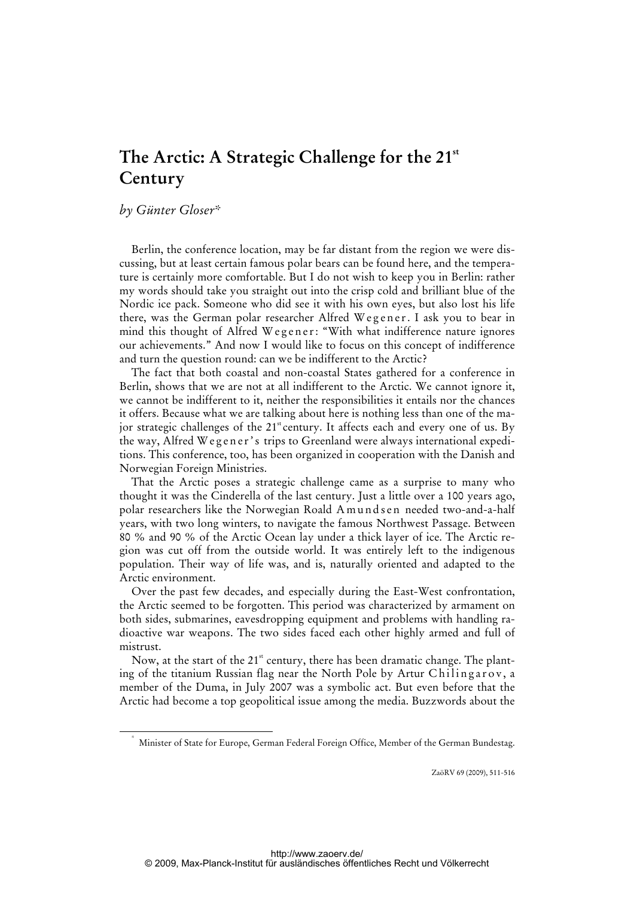# The Arctic: A Strategic Challenge for the 21st Century

*by Günter Gloser\**

Berlin, the conference location, may be far distant from the region we were discussing, but at least certain famous polar bears can be found here, and the temperature is certainly more comfortable. But I do not wish to keep you in Berlin: rather my words should take you straight out into the crisp cold and brilliant blue of the Nordic ice pack. Someone who did see it with his own eyes, but also lost his life there, was the German polar researcher Alfred Wegener. I ask you to bear in mind this thought of Alfred Wegener: "With what indifference nature ignores our achievements." And now I would like to focus on this concept of indifference and turn the question round: can we be indifferent to the Arctic?

The fact that both coastal and non-coastal States gathered for a conference in Berlin, shows that we are not at all indifferent to the Arctic. We cannot ignore it, we cannot be indifferent to it, neither the responsibilities it entails nor the chances it offers. Because what we are talking about here is nothing less than one of the major strategic challenges of the 21st century. It affects each and every one of us. By the way, Alfred Wegener's trips to Greenland were always international expeditions. This conference, too, has been organized in cooperation with the Danish and Norwegian Foreign Ministries.

That the Arctic poses a strategic challenge came as a surprise to many who thought it was the Cinderella of the last century. Just a little over a 100 years ago, polar researchers like the Norwegian Roald Amundsen needed two-and-a-half years, with two long winters, to navigate the famous Northwest Passage. Between 80 % and 90 % of the Arctic Ocean lay under a thick layer of ice. The Arctic region was cut off from the outside world. It was entirely left to the indigenous population. Their way of life was, and is, naturally oriented and adapted to the Arctic environment.

Over the past few decades, and especially during the East-West confrontation, the Arctic seemed to be forgotten. This period was characterized by armament on both sides, submarines, eavesdropping equipment and problems with handling radioactive war weapons. The two sides faced each other highly armed and full of mistrust.

Now, at the start of the 21st century, there has been dramatic change. The planting of the titanium Russian flag near the North Pole by Artur Chilingarov, a member of the Duma, in July 2007 was a symbolic act. But even before that the Arctic had become a top geopolitical issue among the media. Buzzwords about the

\* Minister of State for Europe, German Federal Foreign Office, Member of the German Bundestag.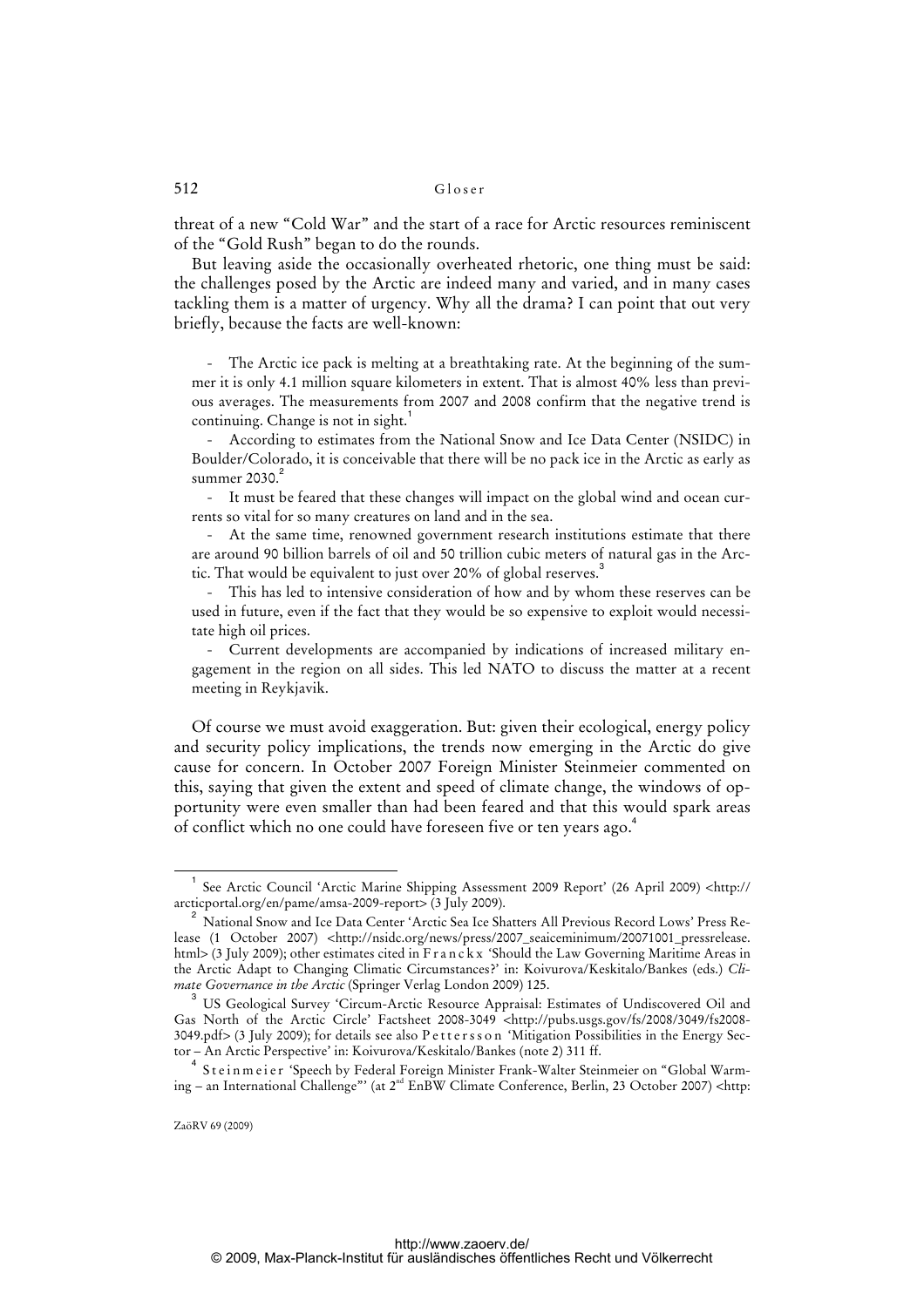threat of a new "Cold War" and the start of a race for Arctic resources reminiscent of the "Gold Rush" began to do the rounds.

But leaving aside the occasionally overheated rhetoric, one thing must be said: the challenges posed by the Arctic are indeed many and varied, and in many cases tackling them is a matter of urgency. Why all the drama? I can point that out very briefly, because the facts are well-known:

- The Arctic ice pack is melting at a breathtaking rate. At the beginning of the summer it is only 4.1 million square kilometers in extent. That is almost 40% less than previous averages. The measurements from 2007 and 2008 confirm that the negative trend is continuing. Change is not in sight.[1]
- According to estimates from the National Snow and Ice Data Center (NSIDC) in Boulder/Colorado, it is conceivable that there will be no pack ice in the Arctic as early as summer 2030.[2]
- It must be feared that these changes will impact on the global wind and ocean currents so vital for so many creatures on land and in the sea.
- At the same time, renowned government research institutions estimate that there are around 90 billion barrels of oil and 50 trillion cubic meters of natural gas in the Arctic. That would be equivalent to just over 20% of global reserves.[3]
- This has led to intensive consideration of how and by whom these reserves can be used in future, even if the fact that they would be so expensive to exploit would necessitate high oil prices.
- Current developments are accompanied by indications of increased military engagement in the region on all sides. This led NATO to discuss the matter at a recent meeting in Reykjavik.

Of course we must avoid exaggeration. But: given their ecological, energy policy and security policy implications, the trends now emerging in the Arctic do give cause for concern. In October 2007 Foreign Minister Steinmeier commented on this, saying that given the extent and speed of climate change, the windows of opportunity were even smaller than had been feared and that this would spark areas of conflict which no one could have foreseen five or ten years ago.[4]

---

[1] See Arctic Council 'Arctic Marine Shipping Assessment 2009 Report' (26 April 2009) <http://arcticportal.org/en/pame/amsa-2009-report> (3 July 2009).

[2] National Snow and Ice Data Center 'Arctic Sea Ice Shatters All Previous Record Lows' Press Release (1 October 2007) <http://nsidc.org/news/press/2007_seaiceminimum/20071001_pressrelease.html> (3 July 2009); other estimates cited in Franckx 'Should the Law Governing Maritime Areas in the Arctic Adapt to Changing Climatic Circumstances?' in: Koivurova/Keskitalo/Bankes (eds.) *Climate Governance in the Arctic* (Springer Verlag London 2009) 125.

[3] US Geological Survey 'Circum-Arctic Resource Appraisal: Estimates of Undiscovered Oil and Gas North of the Arctic Circle' Factsheet 2008-3049 <http://pubs.usgs.gov/fs/2008/3049/fs2008-3049.pdf> (3 July 2009); for details see also Pettersson 'Mitigation Possibilities in the Energy Sector – An Arctic Perspective' in: Koivurova/Keskitalo/Bankes (note 2) 311 ff.

[4] Steinmeier 'Speech by Federal Foreign Minister Frank-Walter Steinmeier on "Global Warming – an International Challenge"' (at 2nd EnBW Climate Conference, Berlin, 23 October 2007) <http: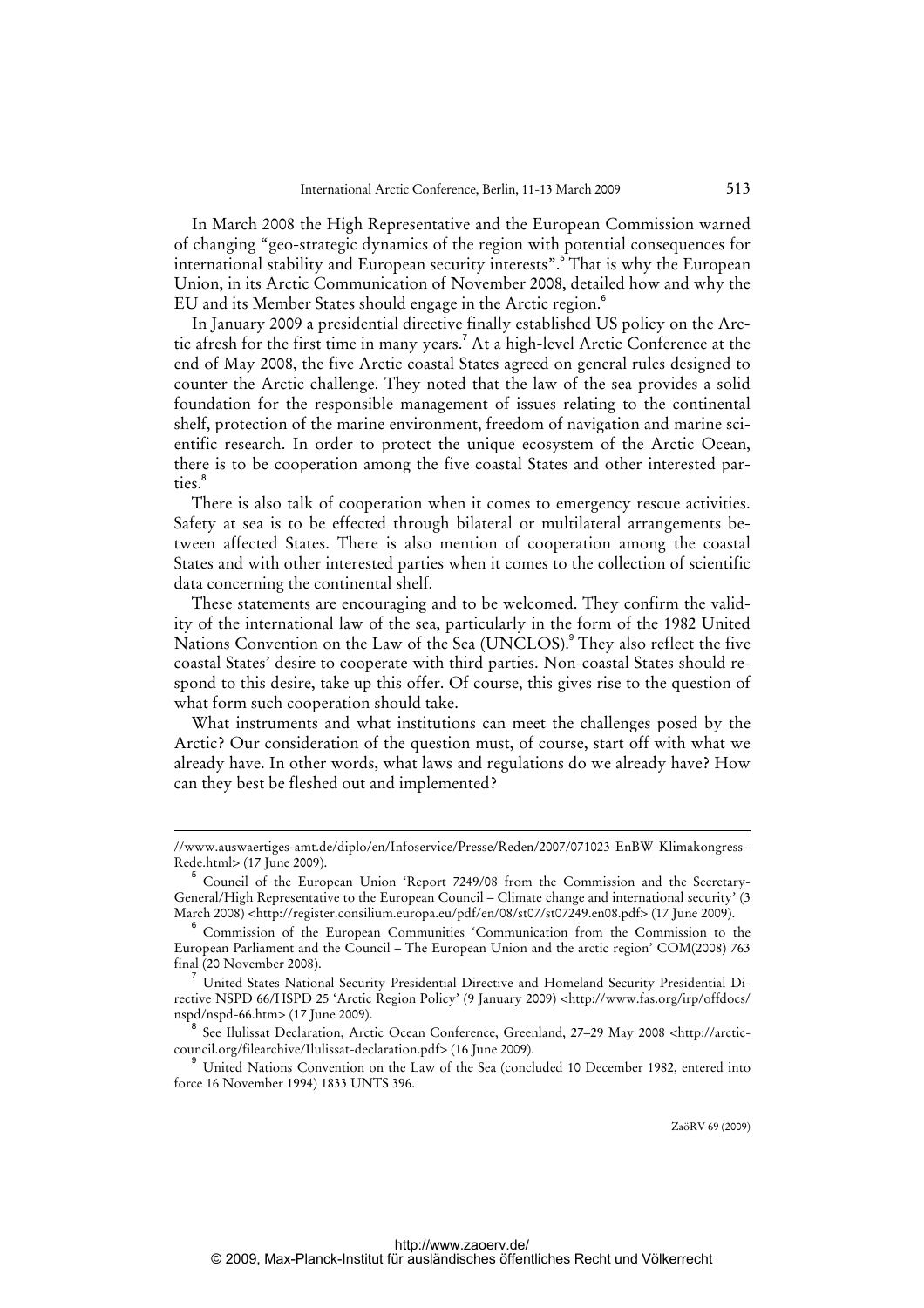In March 2008 the High Representative and the European Commission warned of changing "geo-strategic dynamics of the region with potential consequences for international stability and European security interests".[5] That is why the European Union, in its Arctic Communication of November 2008, detailed how and why the EU and its Member States should engage in the Arctic region.[6]

In January 2009 a presidential directive finally established US policy on the Arctic afresh for the first time in many years.[7] At a high-level Arctic Conference at the end of May 2008, the five Arctic coastal States agreed on general rules designed to counter the Arctic challenge. They noted that the law of the sea provides a solid foundation for the responsible management of issues relating to the continental shelf, protection of the marine environment, freedom of navigation and marine scientific research. In order to protect the unique ecosystem of the Arctic Ocean, there is to be cooperation among the five coastal States and other interested parties.[8]

There is also talk of cooperation when it comes to emergency rescue activities. Safety at sea is to be effected through bilateral or multilateral arrangements between affected States. There is also mention of cooperation among the coastal States and with other interested parties when it comes to the collection of scientific data concerning the continental shelf.

These statements are encouraging and to be welcomed. They confirm the validity of the international law of the sea, particularly in the form of the 1982 United Nations Convention on the Law of the Sea (UNCLOS).[9] They also reflect the five coastal States' desire to cooperate with third parties. Non-coastal States should respond to this desire, take up this offer. Of course, this gives rise to the question of what form such cooperation should take.

What instruments and what institutions can meet the challenges posed by the Arctic? Our consideration of the question must, of course, start off with what we already have. In other words, what laws and regulations do we already have? How can they best be fleshed out and implemented?

---

//www.auswaertiges-amt.de/diplo/en/Infoservice/Presse/Reden/2007/071023-EnBW-Klimakongress-Rede.html> (17 June 2009).

[5] Council of the European Union 'Report 7249/08 from the Commission and the Secretary-General/High Representative to the European Council – Climate change and international security' (3 March 2008) <http://register.consilium.europa.eu/pdf/en/08/st07/st07249.en08.pdf> (17 June 2009).

[6] Commission of the European Communities 'Communication from the Commission to the European Parliament and the Council – The European Union and the arctic region' COM(2008) 763 final (20 November 2008).

[7] United States National Security Presidential Directive and Homeland Security Presidential Directive NSPD 66/HSPD 25 'Arctic Region Policy' (9 January 2009) <http://www.fas.org/irp/offdocs/nspd/nspd-66.htm> (17 June 2009).

[8] See Ilulissat Declaration, Arctic Ocean Conference, Greenland, 27–29 May 2008 <http://arctic-council.org/filearchive/Ilulissat-declaration.pdf> (16 June 2009).

[9] United Nations Convention on the Law of the Sea (concluded 10 December 1982, entered into force 16 November 1994) 1833 UNTS 396.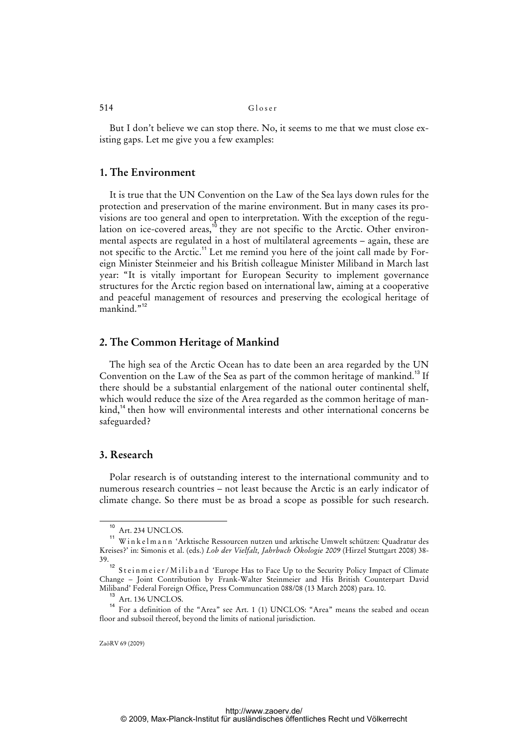But I don't believe we can stop there. No, it seems to me that we must close existing gaps. Let me give you a few examples:

## 1. The Environment

It is true that the UN Convention on the Law of the Sea lays down rules for the protection and preservation of the marine environment. But in many cases its provisions are too general and open to interpretation. With the exception of the regulation on ice-covered areas,[10] they are not specific to the Arctic. Other environmental aspects are regulated in a host of multilateral agreements – again, these are not specific to the Arctic.[11] Let me remind you here of the joint call made by Foreign Minister Steinmeier and his British colleague Minister Miliband in March last year: "It is vitally important for European Security to implement governance structures for the Arctic region based on international law, aiming at a cooperative and peaceful management of resources and preserving the ecological heritage of mankind."[12]

## 2. The Common Heritage of Mankind

The high sea of the Arctic Ocean has to date been an area regarded by the UN Convention on the Law of the Sea as part of the common heritage of mankind.[13] If there should be a substantial enlargement of the national outer continental shelf, which would reduce the size of the Area regarded as the common heritage of mankind,[14] then how will environmental interests and other international concerns be safeguarded?

## 3. Research

Polar research is of outstanding interest to the international community and to numerous research countries – not least because the Arctic is an early indicator of climate change. So there must be as broad a scope as possible for such research.

---

[10] Art. 234 UNCLOS.

[11] Winkelmann 'Arktische Ressourcen nutzen und arktische Umwelt schützen: Quadratur des Kreises?' in: Simonis et al. (eds.) *Lob der Vielfalt, Jahrbuch Ökologie 2009* (Hirzel Stuttgart 2008) 38-39.

[12] Steinmeier/Miliband 'Europe Has to Face Up to the Security Policy Impact of Climate Change – Joint Contribution by Frank-Walter Steinmeier and His British Counterpart David Miliband' Federal Foreign Office, Press Communcation 088/08 (13 March 2008) para. 10.

[13] Art. 136 UNCLOS.

[14] For a definition of the "Area" see Art. 1 (1) UNCLOS: "Area" means the seabed and ocean floor and subsoil thereof, beyond the limits of national jurisdiction.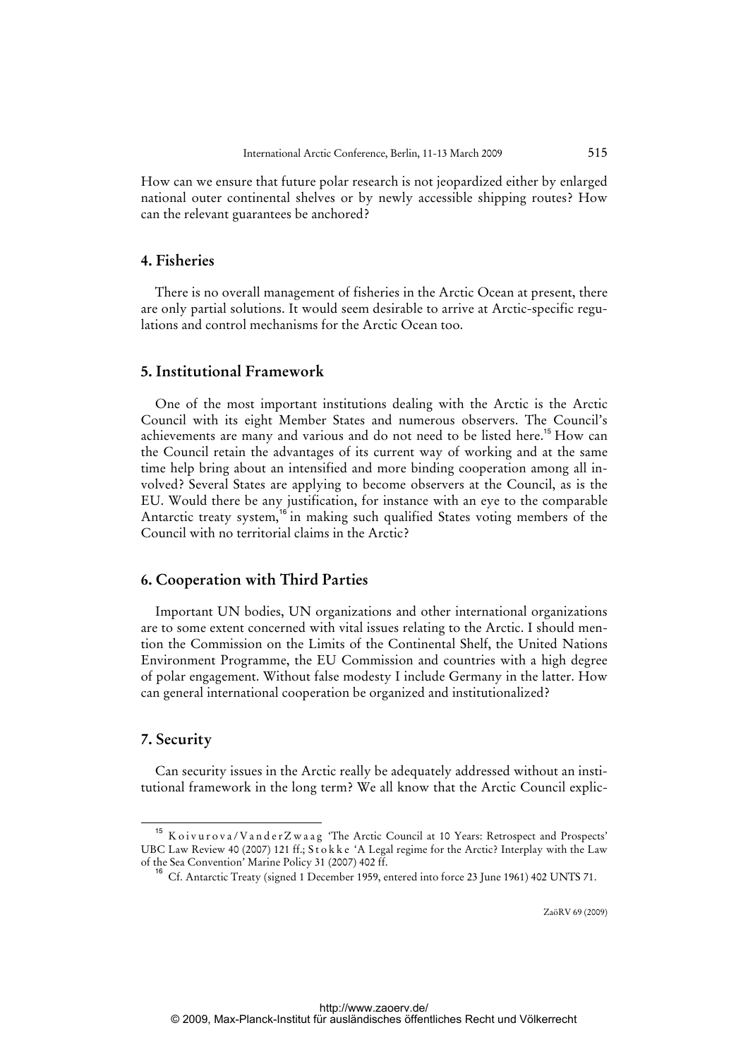How can we ensure that future polar research is not jeopardized either by enlarged national outer continental shelves or by newly accessible shipping routes? How can the relevant guarantees be anchored?

## 4. Fisheries

There is no overall management of fisheries in the Arctic Ocean at present, there are only partial solutions. It would seem desirable to arrive at Arctic-specific regulations and control mechanisms for the Arctic Ocean too.

## 5. Institutional Framework

One of the most important institutions dealing with the Arctic is the Arctic Council with its eight Member States and numerous observers. The Council's achievements are many and various and do not need to be listed here.[15] How can the Council retain the advantages of its current way of working and at the same time help bring about an intensified and more binding cooperation among all involved? Several States are applying to become observers at the Council, as is the EU. Would there be any justification, for instance with an eye to the comparable Antarctic treaty system,[16] in making such qualified States voting members of the Council with no territorial claims in the Arctic?

## 6. Cooperation with Third Parties

Important UN bodies, UN organizations and other international organizations are to some extent concerned with vital issues relating to the Arctic. I should mention the Commission on the Limits of the Continental Shelf, the United Nations Environment Programme, the EU Commission and countries with a high degree of polar engagement. Without false modesty I include Germany in the latter. How can general international cooperation be organized and institutionalized?

## 7. Security

Can security issues in the Arctic really be adequately addressed without an institutional framework in the long term? We all know that the Arctic Council explic-

---

[15] Koivurova/VanderZwaag 'The Arctic Council at 10 Years: Retrospect and Prospects' UBC Law Review 40 (2007) 121 ff.; Stokke 'A Legal regime for the Arctic? Interplay with the Law of the Sea Convention' Marine Policy 31 (2007) 402 ff.

[16] Cf. Antarctic Treaty (signed 1 December 1959, entered into force 23 June 1961) 402 UNTS 71.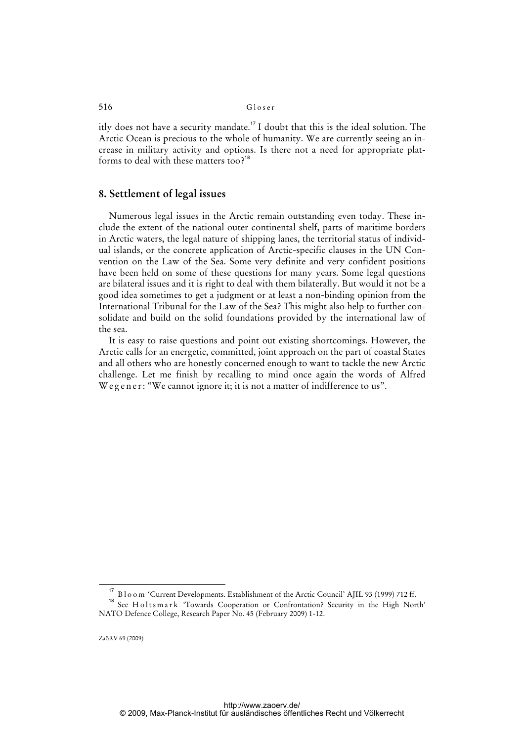itly does not have a security mandate.[17] I doubt that this is the ideal solution. The Arctic Ocean is precious to the whole of humanity. We are currently seeing an increase in military activity and options. Is there not a need for appropriate platforms to deal with these matters too?[18]

## 8. Settlement of legal issues

Numerous legal issues in the Arctic remain outstanding even today. These include the extent of the national outer continental shelf, parts of maritime borders in Arctic waters, the legal nature of shipping lanes, the territorial status of individual islands, or the concrete application of Arctic-specific clauses in the UN Convention on the Law of the Sea. Some very definite and very confident positions have been held on some of these questions for many years. Some legal questions are bilateral issues and it is right to deal with them bilaterally. But would it not be a good idea sometimes to get a judgment or at least a non-binding opinion from the International Tribunal for the Law of the Sea? This might also help to further consolidate and build on the solid foundations provided by the international law of the sea.

It is easy to raise questions and point out existing shortcomings. However, the Arctic calls for an energetic, committed, joint approach on the part of coastal States and all others who are honestly concerned enough to want to tackle the new Arctic challenge. Let me finish by recalling to mind once again the words of Alfred Wegener: "We cannot ignore it; it is not a matter of indifference to us".

---

[17] Bloom 'Current Developments. Establishment of the Arctic Council' AJIL 93 (1999) 712 ff.

[18] See Holtsmark 'Towards Cooperation or Confrontation? Security in the High North' NATO Defence College, Research Paper No. 45 (February 2009) 1-12.